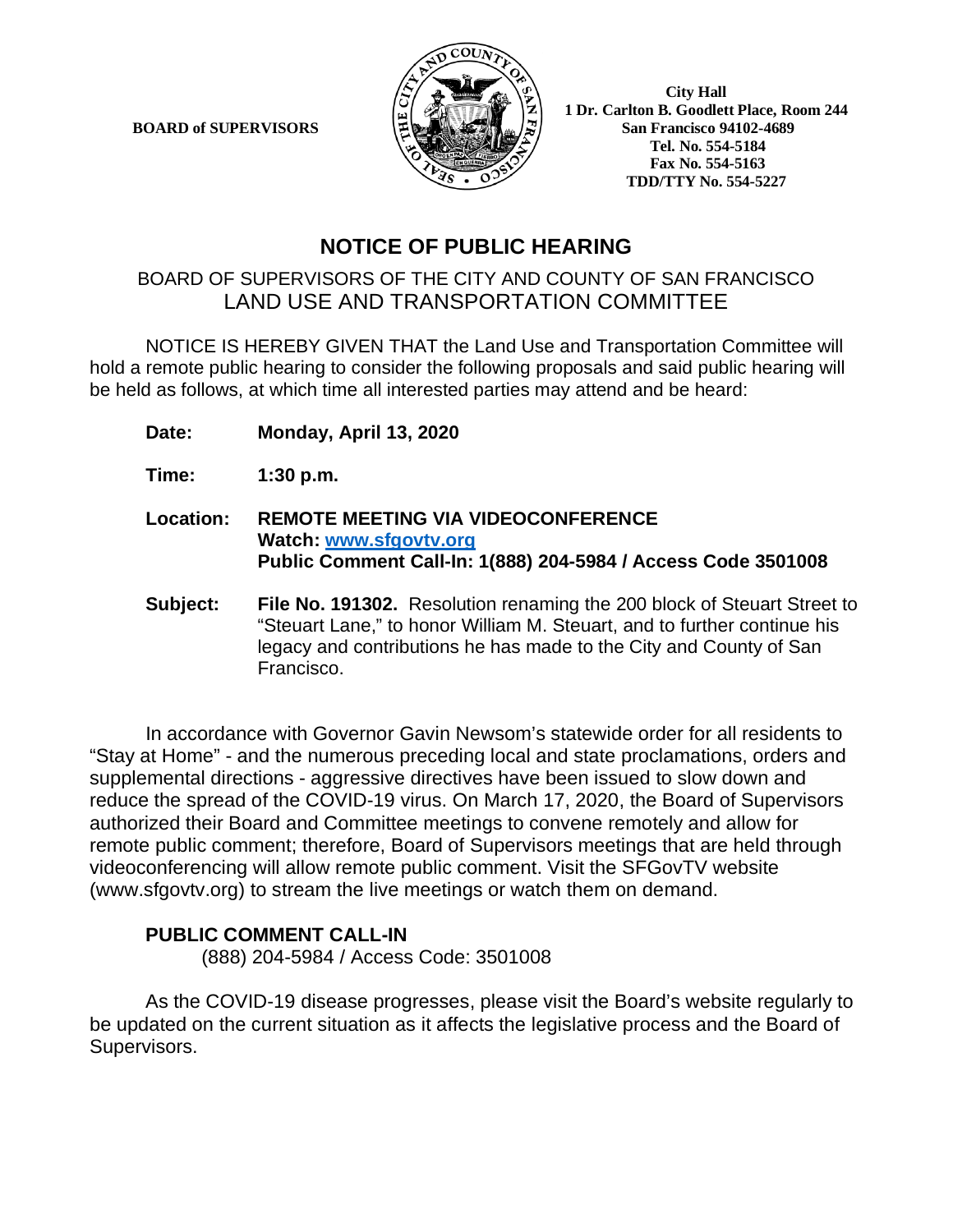**BOARD of SUPERVISORS**

**City Hall**
**1 Dr. Carlton B. Goodlett Place, Room 244**
**San Francisco 94102-4689**
**Tel. No. 554-5184**
**Fax No. 554-5163**
**TDD/TTY No. 554-5227**

# NOTICE OF PUBLIC HEARING

## BOARD OF SUPERVISORS OF THE CITY AND COUNTY OF SAN FRANCISCO
## LAND USE AND TRANSPORTATION COMMITTEE

NOTICE IS HEREBY GIVEN THAT the Land Use and Transportation Committee will hold a remote public hearing to consider the following proposals and said public hearing will be held as follows, at which time all interested parties may attend and be heard:

**Date:** **Monday, April 13, 2020**

**Time:** **1:30 p.m.**

**Location:** **REMOTE MEETING VIA VIDEOCONFERENCE**
**Watch: [www.sfgovtv.org](http://www.sfgovtv.org)**
**Public Comment Call-In: 1(888) 204-5984 / Access Code 3501008**

**Subject:** **File No. 191302.** Resolution renaming the 200 block of Steuart Street to "Steuart Lane," to honor William M. Steuart, and to further continue his legacy and contributions he has made to the City and County of San Francisco.

In accordance with Governor Gavin Newsom's statewide order for all residents to "Stay at Home" - and the numerous preceding local and state proclamations, orders and supplemental directions - aggressive directives have been issued to slow down and reduce the spread of the COVID-19 virus. On March 17, 2020, the Board of Supervisors authorized their Board and Committee meetings to convene remotely and allow for remote public comment; therefore, Board of Supervisors meetings that are held through videoconferencing will allow remote public comment. Visit the SFGovTV website (www.sfgovtv.org) to stream the live meetings or watch them on demand.

**PUBLIC COMMENT CALL-IN**

(888) 204-5984 / Access Code: 3501008

As the COVID-19 disease progresses, please visit the Board's website regularly to be updated on the current situation as it affects the legislative process and the Board of Supervisors.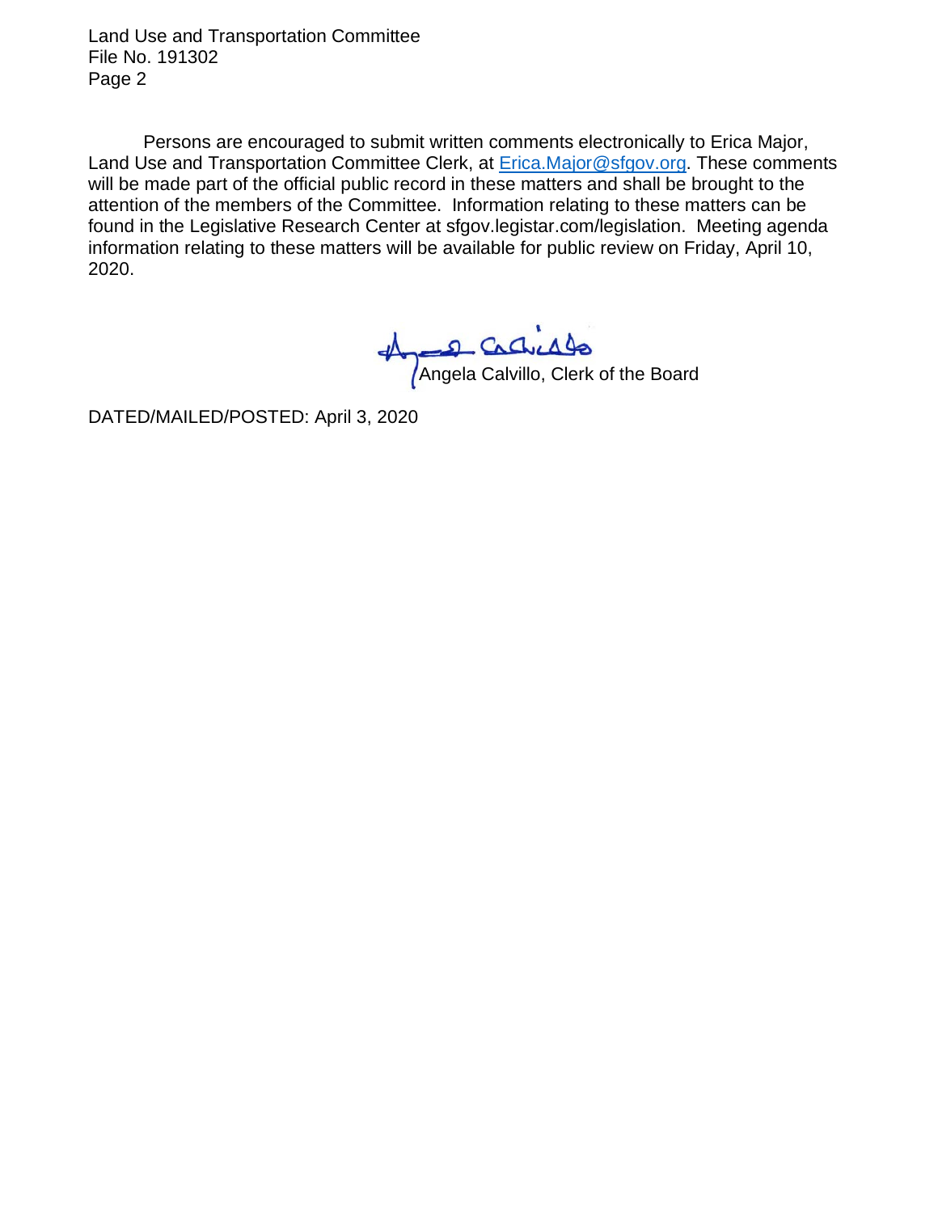Persons are encouraged to submit written comments electronically to Erica Major, Land Use and Transportation Committee Clerk, at Erica.Major@sfgov.org. These comments will be made part of the official public record in these matters and shall be brought to the attention of the members of the Committee. Information relating to these matters can be found in the Legislative Research Center at sfgov.legistar.com/legislation. Meeting agenda information relating to these matters will be available for public review on Friday, April 10, 2020.

Angela Calvillo, Clerk of the Board

DATED/MAILED/POSTED: April 3, 2020